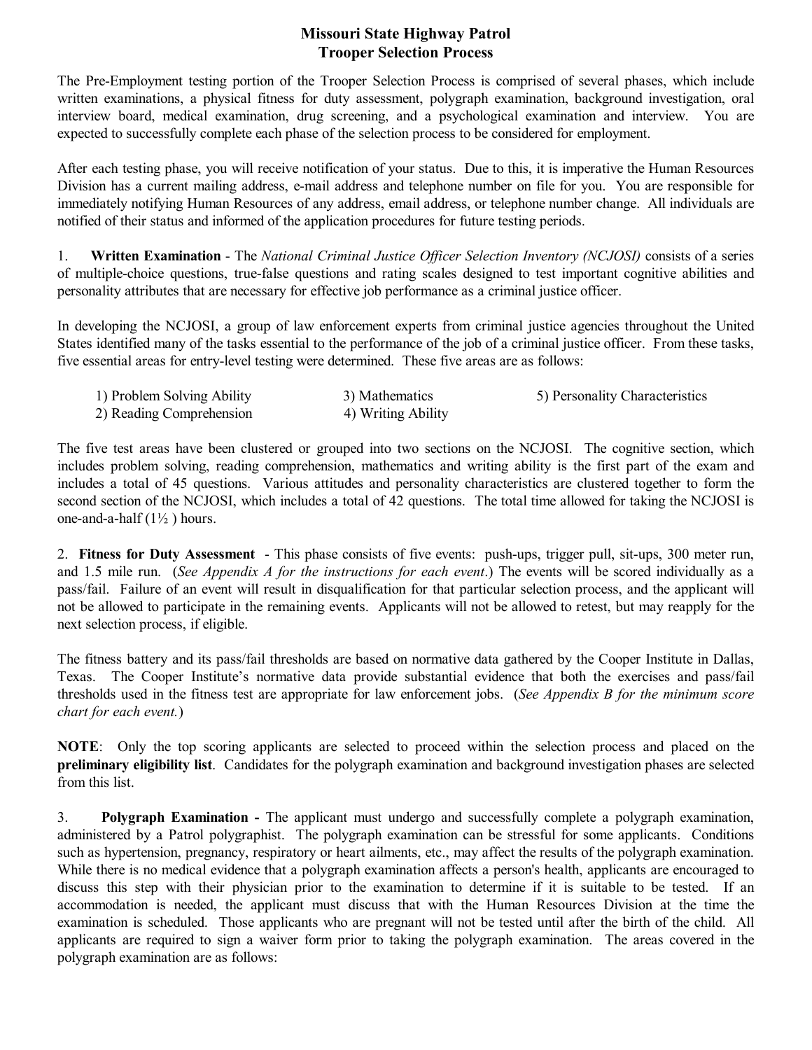# Missouri State Highway Patrol
# Trooper Selection Process

The Pre-Employment testing portion of the Trooper Selection Process is comprised of several phases, which include written examinations, a physical fitness for duty assessment, polygraph examination, background investigation, oral interview board, medical examination, drug screening, and a psychological examination and interview. You are expected to successfully complete each phase of the selection process to be considered for employment.

After each testing phase, you will receive notification of your status. Due to this, it is imperative the Human Resources Division has a current mailing address, e-mail address and telephone number on file for you. You are responsible for immediately notifying Human Resources of any address, email address, or telephone number change. All individuals are notified of their status and informed of the application procedures for future testing periods.

1. **Written Examination** - The *National Criminal Justice Officer Selection Inventory (NCJOSI)* consists of a series of multiple-choice questions, true-false questions and rating scales designed to test important cognitive abilities and personality attributes that are necessary for effective job performance as a criminal justice officer.

In developing the NCJOSI, a group of law enforcement experts from criminal justice agencies throughout the United States identified many of the tasks essential to the performance of the job of a criminal justice officer. From these tasks, five essential areas for entry-level testing were determined. These five areas are as follows:

1) Problem Solving Ability
2) Reading Comprehension
3) Mathematics
4) Writing Ability
5) Personality Characteristics

The five test areas have been clustered or grouped into two sections on the NCJOSI. The cognitive section, which includes problem solving, reading comprehension, mathematics and writing ability is the first part of the exam and includes a total of 45 questions. Various attitudes and personality characteristics are clustered together to form the second section of the NCJOSI, which includes a total of 42 questions. The total time allowed for taking the NCJOSI is one-and-a-half (1½ ) hours.

2. **Fitness for Duty Assessment** - This phase consists of five events: push-ups, trigger pull, sit-ups, 300 meter run, and 1.5 mile run. (*See Appendix A for the instructions for each event*.) The events will be scored individually as a pass/fail. Failure of an event will result in disqualification for that particular selection process, and the applicant will not be allowed to participate in the remaining events. Applicants will not be allowed to retest, but may reapply for the next selection process, if eligible.

The fitness battery and its pass/fail thresholds are based on normative data gathered by the Cooper Institute in Dallas, Texas. The Cooper Institute's normative data provide substantial evidence that both the exercises and pass/fail thresholds used in the fitness test are appropriate for law enforcement jobs. (*See Appendix B for the minimum score chart for each event.*)

**NOTE**: Only the top scoring applicants are selected to proceed within the selection process and placed on the **preliminary eligibility list**. Candidates for the polygraph examination and background investigation phases are selected from this list.

3. **Polygraph Examination -** The applicant must undergo and successfully complete a polygraph examination, administered by a Patrol polygraphist. The polygraph examination can be stressful for some applicants. Conditions such as hypertension, pregnancy, respiratory or heart ailments, etc., may affect the results of the polygraph examination. While there is no medical evidence that a polygraph examination affects a person's health, applicants are encouraged to discuss this step with their physician prior to the examination to determine if it is suitable to be tested. If an accommodation is needed, the applicant must discuss that with the Human Resources Division at the time the examination is scheduled. Those applicants who are pregnant will not be tested until after the birth of the child. All applicants are required to sign a waiver form prior to taking the polygraph examination. The areas covered in the polygraph examination are as follows: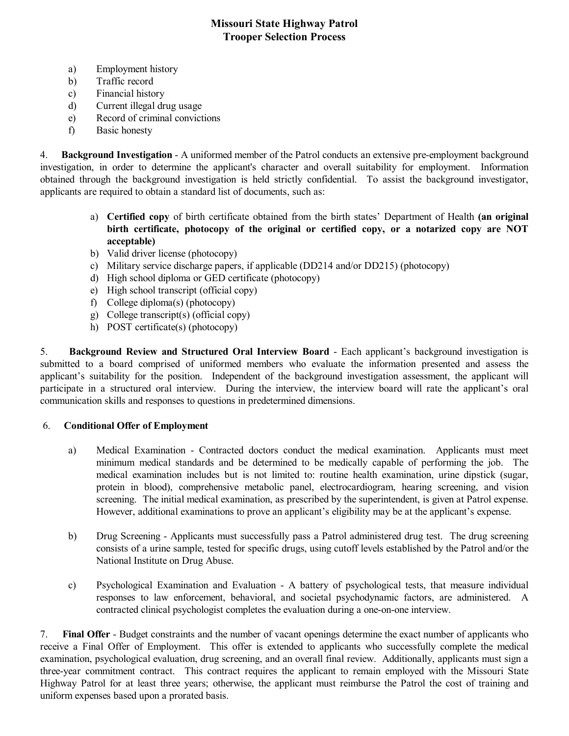a) Employment history
b) Traffic record
c) Financial history
d) Current illegal drug usage
e) Record of criminal convictions
f) Basic honesty

4. **Background Investigation** - A uniformed member of the Patrol conducts an extensive pre-employment background investigation, in order to determine the applicant's character and overall suitability for employment. Information obtained through the background investigation is held strictly confidential. To assist the background investigator, applicants are required to obtain a standard list of documents, such as:

a) **Certified copy** of birth certificate obtained from the birth states' Department of Health **(an original birth certificate, photocopy of the original or certified copy, or a notarized copy are NOT acceptable)**
b) Valid driver license (photocopy)
c) Military service discharge papers, if applicable (DD214 and/or DD215) (photocopy)
d) High school diploma or GED certificate (photocopy)
e) High school transcript (official copy)
f) College diploma(s) (photocopy)
g) College transcript(s) (official copy)
h) POST certificate(s) (photocopy)

5. **Background Review and Structured Oral Interview Board** - Each applicant's background investigation is submitted to a board comprised of uniformed members who evaluate the information presented and assess the applicant's suitability for the position. Independent of the background investigation assessment, the applicant will participate in a structured oral interview. During the interview, the interview board will rate the applicant's oral communication skills and responses to questions in predetermined dimensions.

6. **Conditional Offer of Employment**

a) Medical Examination - Contracted doctors conduct the medical examination. Applicants must meet minimum medical standards and be determined to be medically capable of performing the job. The medical examination includes but is not limited to: routine health examination, urine dipstick (sugar, protein in blood), comprehensive metabolic panel, electrocardiogram, hearing screening, and vision screening. The initial medical examination, as prescribed by the superintendent, is given at Patrol expense. However, additional examinations to prove an applicant's eligibility may be at the applicant's expense.

b) Drug Screening - Applicants must successfully pass a Patrol administered drug test. The drug screening consists of a urine sample, tested for specific drugs, using cutoff levels established by the Patrol and/or the National Institute on Drug Abuse.

c) Psychological Examination and Evaluation - A battery of psychological tests, that measure individual responses to law enforcement, behavioral, and societal psychodynamic factors, are administered. A contracted clinical psychologist completes the evaluation during a one-on-one interview.

7. **Final Offer** - Budget constraints and the number of vacant openings determine the exact number of applicants who receive a Final Offer of Employment. This offer is extended to applicants who successfully complete the medical examination, psychological evaluation, drug screening, and an overall final review. Additionally, applicants must sign a three-year commitment contract. This contract requires the applicant to remain employed with the Missouri State Highway Patrol for at least three years; otherwise, the applicant must reimburse the Patrol the cost of training and uniform expenses based upon a prorated basis.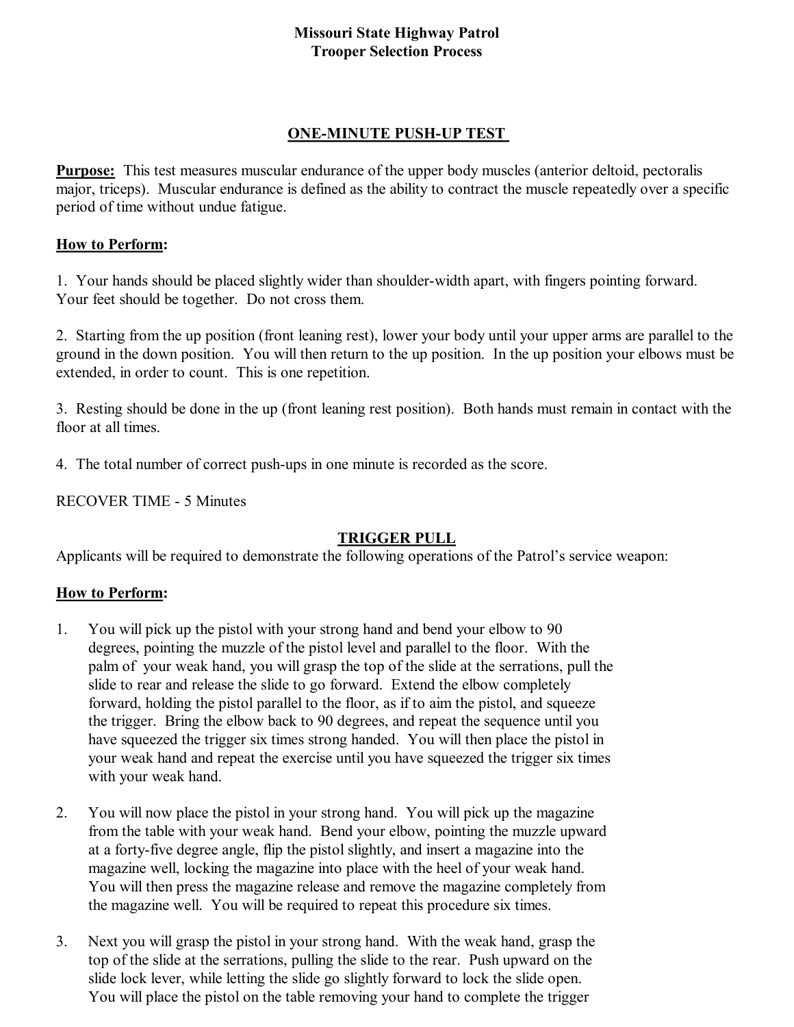**Missouri State Highway Patrol**
**Trooper Selection Process**

## ONE-MINUTE PUSH-UP TEST

**Purpose:** This test measures muscular endurance of the upper body muscles (anterior deltoid, pectoralis major, triceps). Muscular endurance is defined as the ability to contract the muscle repeatedly over a specific period of time without undue fatigue.

**How to Perform:**

1. Your hands should be placed slightly wider than shoulder-width apart, with fingers pointing forward. Your feet should be together. Do not cross them.

2. Starting from the up position (front leaning rest), lower your body until your upper arms are parallel to the ground in the down position. You will then return to the up position. In the up position your elbows must be extended, in order to count. This is one repetition.

3. Resting should be done in the up (front leaning rest position). Both hands must remain in contact with the floor at all times.

4. The total number of correct push-ups in one minute is recorded as the score.

RECOVER TIME - 5 Minutes

## TRIGGER PULL

Applicants will be required to demonstrate the following operations of the Patrol's service weapon:

**How to Perform:**

1. You will pick up the pistol with your strong hand and bend your elbow to 90 degrees, pointing the muzzle of the pistol level and parallel to the floor. With the palm of your weak hand, you will grasp the top of the slide at the serrations, pull the slide to rear and release the slide to go forward. Extend the elbow completely forward, holding the pistol parallel to the floor, as if to aim the pistol, and squeeze the trigger. Bring the elbow back to 90 degrees, and repeat the sequence until you have squeezed the trigger six times strong handed. You will then place the pistol in your weak hand and repeat the exercise until you have squeezed the trigger six times with your weak hand.

2. You will now place the pistol in your strong hand. You will pick up the magazine from the table with your weak hand. Bend your elbow, pointing the muzzle upward at a forty-five degree angle, flip the pistol slightly, and insert a magazine into the magazine well, locking the magazine into place with the heel of your weak hand. You will then press the magazine release and remove the magazine completely from the magazine well. You will be required to repeat this procedure six times.

3. Next you will grasp the pistol in your strong hand. With the weak hand, grasp the top of the slide at the serrations, pulling the slide to the rear. Push upward on the slide lock lever, while letting the slide go slightly forward to lock the slide open. You will place the pistol on the table removing your hand to complete the trigger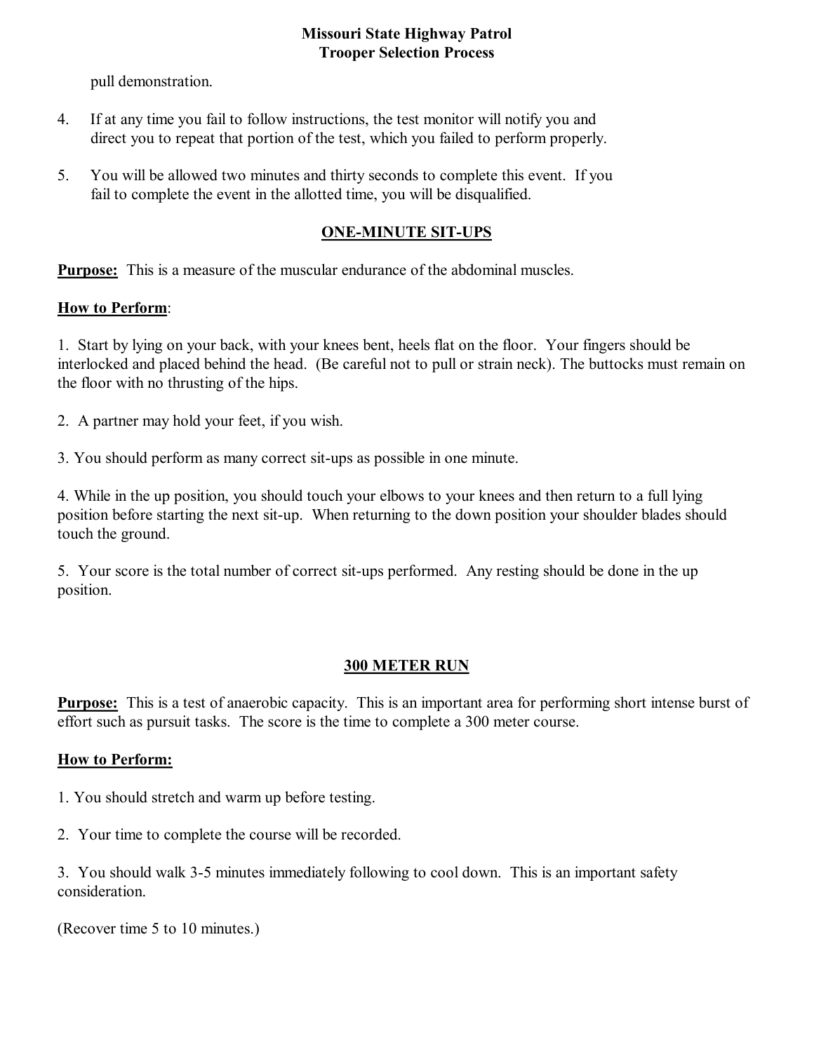pull demonstration.

4. If at any time you fail to follow instructions, the test monitor will notify you and direct you to repeat that portion of the test, which you failed to perform properly.

5. You will be allowed two minutes and thirty seconds to complete this event. If you fail to complete the event in the allotted time, you will be disqualified.

## ONE-MINUTE SIT-UPS

**Purpose:** This is a measure of the muscular endurance of the abdominal muscles.

**How to Perform**:

1. Start by lying on your back, with your knees bent, heels flat on the floor. Your fingers should be interlocked and placed behind the head. (Be careful not to pull or strain neck). The buttocks must remain on the floor with no thrusting of the hips.

2. A partner may hold your feet, if you wish.

3. You should perform as many correct sit-ups as possible in one minute.

4. While in the up position, you should touch your elbows to your knees and then return to a full lying position before starting the next sit-up. When returning to the down position your shoulder blades should touch the ground.

5. Your score is the total number of correct sit-ups performed. Any resting should be done in the up position.

## 300 METER RUN

**Purpose:** This is a test of anaerobic capacity. This is an important area for performing short intense burst of effort such as pursuit tasks. The score is the time to complete a 300 meter course.

**How to Perform:**

1. You should stretch and warm up before testing.

2. Your time to complete the course will be recorded.

3. You should walk 3-5 minutes immediately following to cool down. This is an important safety consideration.

(Recover time 5 to 10 minutes.)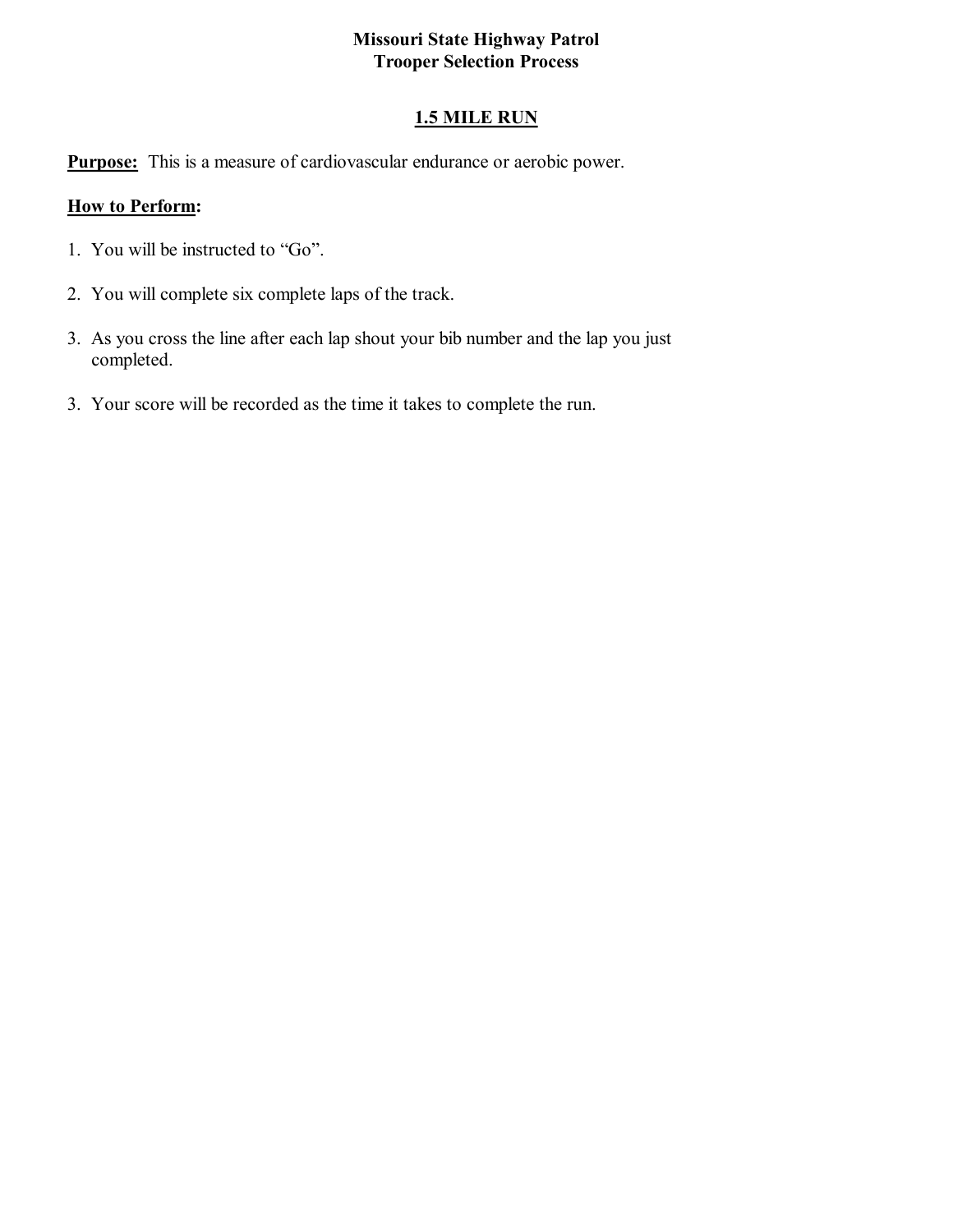**Missouri State Highway Patrol**
**Trooper Selection Process**

## 1.5 MILE RUN

**Purpose:** This is a measure of cardiovascular endurance or aerobic power.

**How to Perform:**

1. You will be instructed to “Go”.

2. You will complete six complete laps of the track.

3. As you cross the line after each lap shout your bib number and the lap you just completed.

3. Your score will be recorded as the time it takes to complete the run.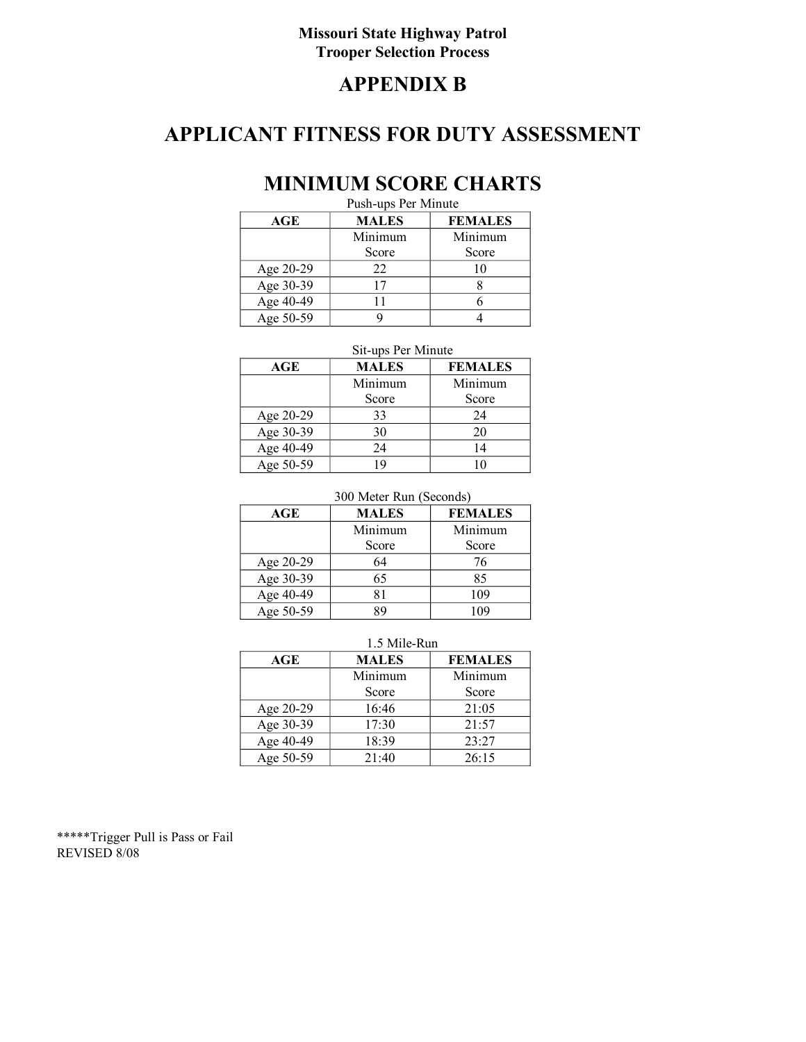**Missouri State Highway Patrol**
**Trooper Selection Process**

# APPENDIX B

# APPLICANT FITNESS FOR DUTY ASSESSMENT

## MINIMUM SCORE CHARTS

Push-ups Per Minute

| AGE | MALES | FEMALES |
|---|---|---|
| | Minimum Score | Minimum Score |
| Age 20-29 | 22 | 10 |
| Age 30-39 | 17 | 8 |
| Age 40-49 | 11 | 6 |
| Age 50-59 | 9 | 4 |

Sit-ups Per Minute

| AGE | MALES | FEMALES |
|---|---|---|
| | Minimum Score | Minimum Score |
| Age 20-29 | 33 | 24 |
| Age 30-39 | 30 | 20 |
| Age 40-49 | 24 | 14 |
| Age 50-59 | 19 | 10 |

300 Meter Run (Seconds)

| AGE | MALES | FEMALES |
|---|---|---|
| | Minimum Score | Minimum Score |
| Age 20-29 | 64 | 76 |
| Age 30-39 | 65 | 85 |
| Age 40-49 | 81 | 109 |
| Age 50-59 | 89 | 109 |

1.5 Mile-Run

| AGE | MALES | FEMALES |
|---|---|---|
| | Minimum Score | Minimum Score |
| Age 20-29 | 16:46 | 21:05 |
| Age 30-39 | 17:30 | 21:57 |
| Age 40-49 | 18:39 | 23:27 |
| Age 50-59 | 21:40 | 26:15 |

*****Trigger Pull is Pass or Fail
REVISED 8/08